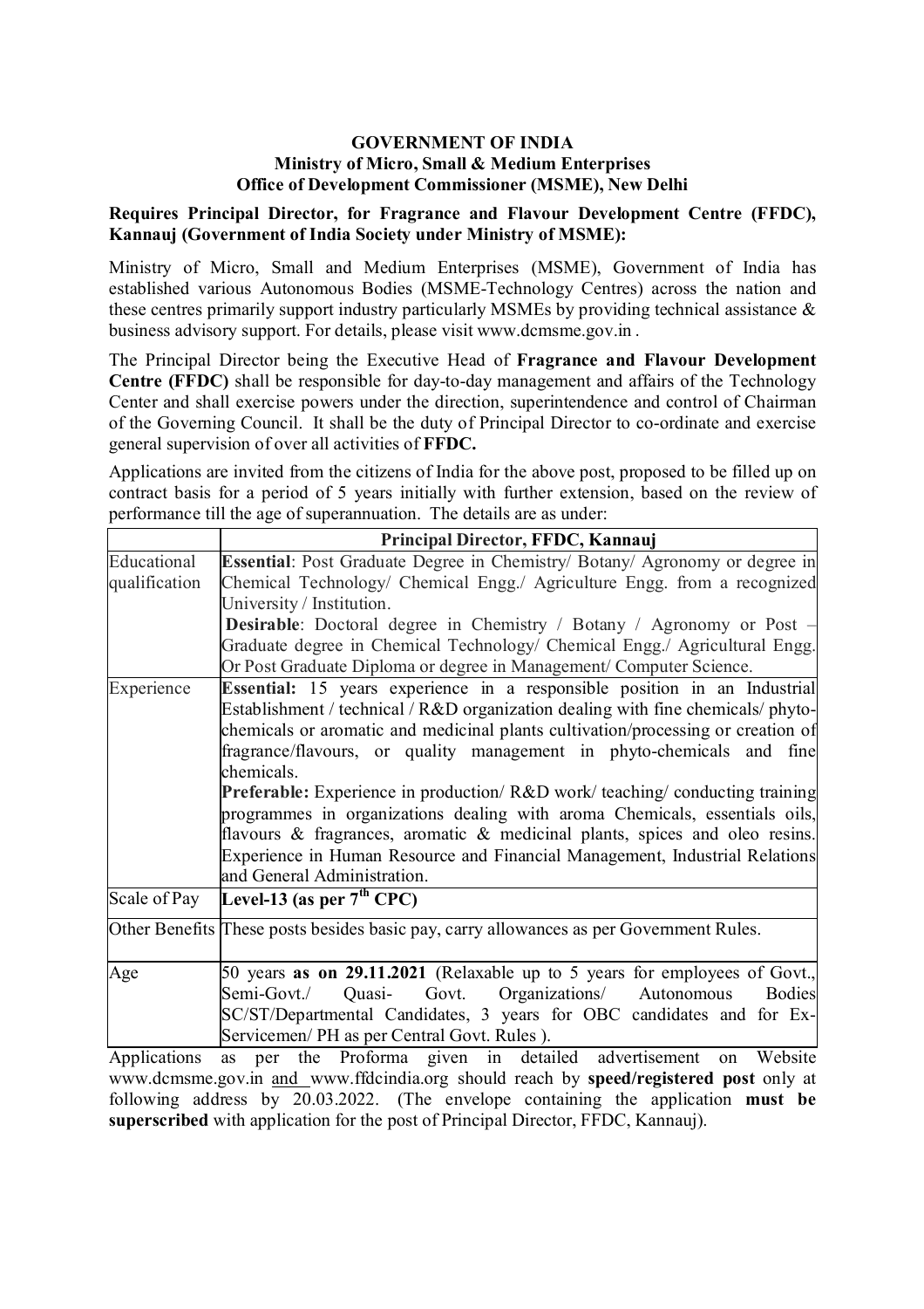**GOVERNMENT OF INDIA**
**Ministry of Micro, Small & Medium Enterprises**
**Office of Development Commissioner (MSME), New Delhi**

**Requires Principal Director, for Fragrance and Flavour Development Centre (FFDC), Kannauj (Government of India Society under Ministry of MSME):**

Ministry of Micro, Small and Medium Enterprises (MSME), Government of India has established various Autonomous Bodies (MSME-Technology Centres) across the nation and these centres primarily support industry particularly MSMEs by providing technical assistance & business advisory support. For details, please visit www.dcmsme.gov.in .

The Principal Director being the Executive Head of **Fragrance and Flavour Development Centre (FFDC)** shall be responsible for day-to-day management and affairs of the Technology Center and shall exercise powers under the direction, superintendence and control of Chairman of the Governing Council. It shall be the duty of Principal Director to co-ordinate and exercise general supervision of over all activities of **FFDC.**

Applications are invited from the citizens of India for the above post, proposed to be filled up on contract basis for a period of 5 years initially with further extension, based on the review of performance till the age of superannuation. The details are as under:

| | **Principal Director, FFDC, Kannauj** |
|---|---|
| Educational qualification | **Essential**: Post Graduate Degree in Chemistry/ Botany/ Agronomy or degree in Chemical Technology/ Chemical Engg./ Agriculture Engg. from a recognized University / Institution.<br>**Desirable**: Doctoral degree in Chemistry / Botany / Agronomy or Post – Graduate degree in Chemical Technology/ Chemical Engg./ Agricultural Engg. Or Post Graduate Diploma or degree in Management/ Computer Science. |
| Experience | **Essential:** 15 years experience in a responsible position in an Industrial Establishment / technical / R&D organization dealing with fine chemicals/ phyto-chemicals or aromatic and medicinal plants cultivation/processing or creation of fragrance/flavours, or quality management in phyto-chemicals and fine chemicals.<br>**Preferable:** Experience in production/ R&D work/ teaching/ conducting training programmes in organizations dealing with aroma Chemicals, essentials oils, flavours & fragrances, aromatic & medicinal plants, spices and oleo resins. Experience in Human Resource and Financial Management, Industrial Relations and General Administration. |
| Scale of Pay | **Level-13 (as per 7th CPC)** |
| Other Benefits | These posts besides basic pay, carry allowances as per Government Rules. |
| Age | 50 years **as on 29.11.2021** (Relaxable up to 5 years for employees of Govt., Semi-Govt./ Quasi- Govt. Organizations/ Autonomous Bodies SC/ST/Departmental Candidates, 3 years for OBC candidates and for Ex-Servicemen/ PH as per Central Govt. Rules ). |

Applications as per the Proforma given in detailed advertisement on Website www.dcmsme.gov.in and www.ffdcindia.org should reach by **speed/registered post** only at following address by 20.03.2022. (The envelope containing the application **must be superscribed** with application for the post of Principal Director, FFDC, Kannauj).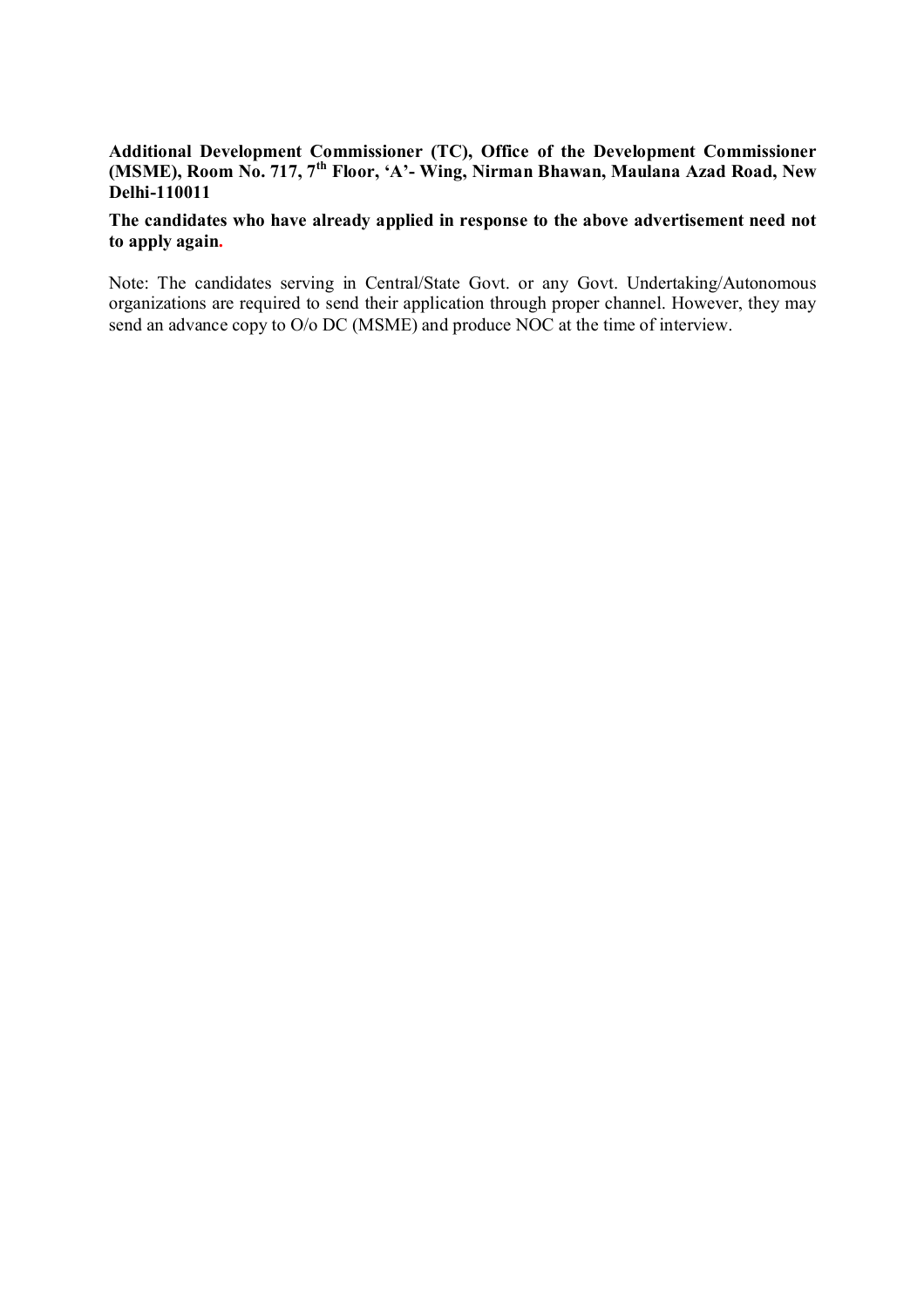**Additional Development Commissioner (TC), Office of the Development Commissioner (MSME), Room No. 717, 7th Floor, 'A'- Wing, Nirman Bhawan, Maulana Azad Road, New Delhi-110011**

**The candidates who have already applied in response to the above advertisement need not to apply again.**

Note: The candidates serving in Central/State Govt. or any Govt. Undertaking/Autonomous organizations are required to send their application through proper channel. However, they may send an advance copy to O/o DC (MSME) and produce NOC at the time of interview.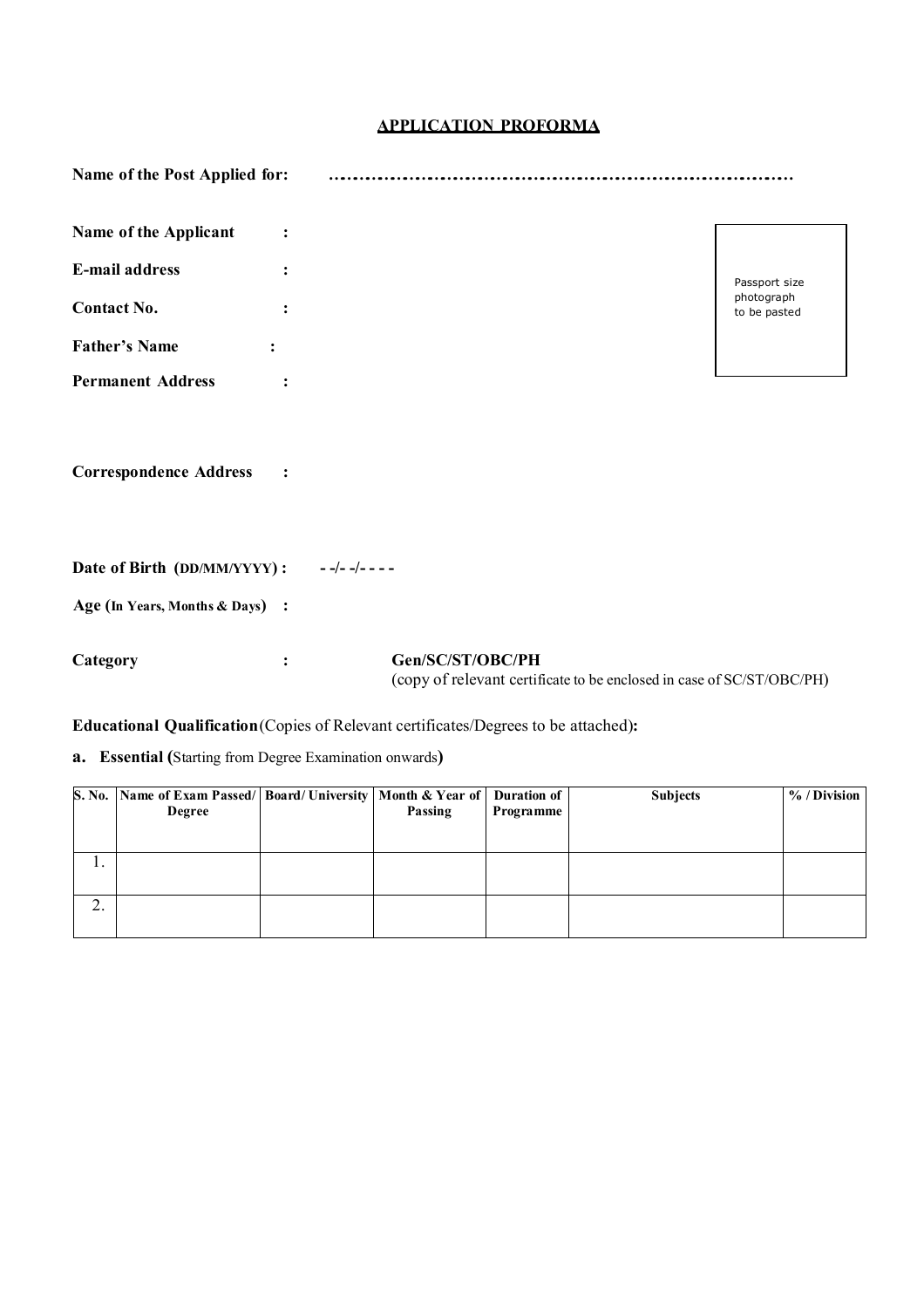# APPLICATION PROFORMA

**Name of the Post Applied for:** ……………………………………..…………………………

**Name of the Applicant** :

**E-mail address** :

**Contact No.** :

**Father's Name** :

**Permanent Address** :

Passport size photograph to be pasted

**Correspondence Address** :

**Date of Birth (DD/MM/YYYY) :** - -/- -/- - - -

**Age (In Years, Months & Days)** :

**Category** : **Gen/SC/ST/OBC/PH**
(copy of relevant certificate to be enclosed in case of SC/ST/OBC/PH)

**Educational Qualification** (Copies of Relevant certificates/Degrees to be attached)**:**

**a. Essential (**Starting from Degree Examination onwards**)**

| S. No. | Name of Exam Passed/ Degree | Board/ University | Month & Year of Passing | Duration of Programme | Subjects | % / Division |
|---|---|---|---|---|---|---|
| 1. | | | | | | |
| 2. | | | | | | |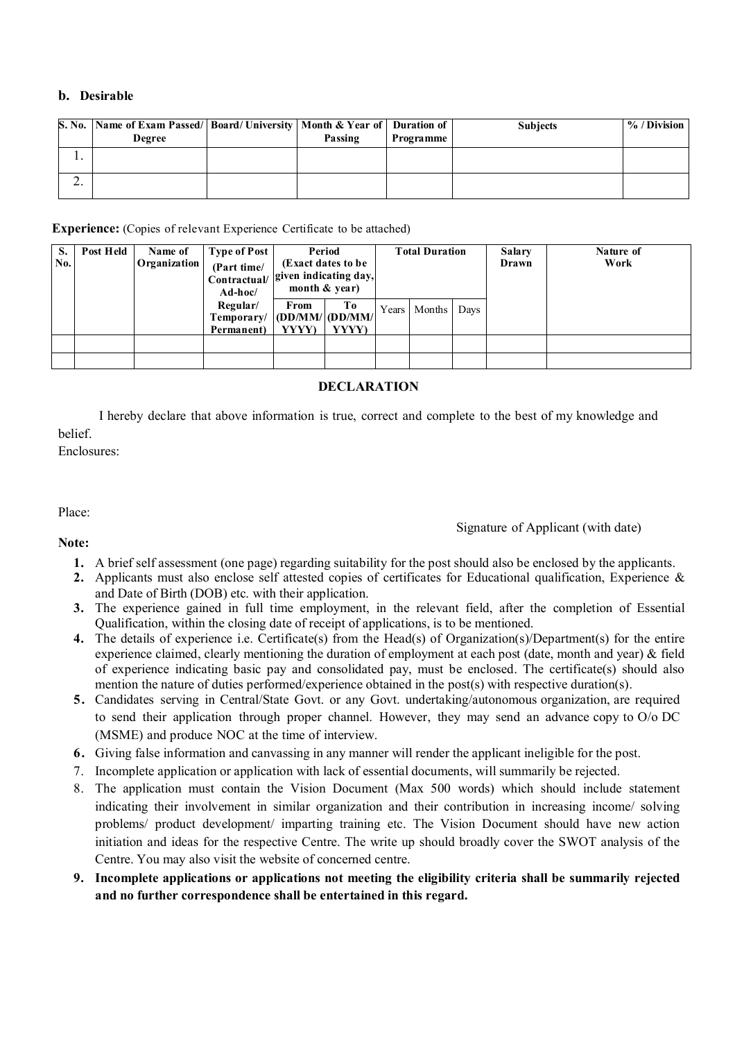**b. Desirable**

| S. No. | Name of Exam Passed/ Degree | Board/ University | Month & Year of Passing | Duration of Programme | Subjects | % / Division |
|---|---|---|---|---|---|---|
| 1. | | | | | | |
| 2. | | | | | | |

**Experience:** (Copies of relevant Experience Certificate to be attached)

| S. No. | Post Held | Name of Organization | Type of Post (Part time/ Contractual/ Ad-hoc/ Regular/ Temporary/ Permanent) | Period (Exact dates to be given indicating day, month & year) | | Total Duration | | | Salary Drawn | Nature of Work |
|---|---|---|---|---|---|---|---|---|---|---|
| | | | | From (DD/MM/ YYYY) | To (DD/MM/ YYYY) | Years | Months | Days | | |
| | | | | | | | | | | |
| | | | | | | | | | | |

**DECLARATION**

I hereby declare that above information is true, correct and complete to the best of my knowledge and belief.

Enclosures:

Place:

Signature of Applicant (with date)

**Note:**

1. A brief self assessment (one page) regarding suitability for the post should also be enclosed by the applicants.
2. Applicants must also enclose self attested copies of certificates for Educational qualification, Experience & and Date of Birth (DOB) etc. with their application.
3. The experience gained in full time employment, in the relevant field, after the completion of Essential Qualification, within the closing date of receipt of applications, is to be mentioned.
4. The details of experience i.e. Certificate(s) from the Head(s) of Organization(s)/Department(s) for the entire experience claimed, clearly mentioning the duration of employment at each post (date, month and year) & field of experience indicating basic pay and consolidated pay, must be enclosed. The certificate(s) should also mention the nature of duties performed/experience obtained in the post(s) with respective duration(s).
5. Candidates serving in Central/State Govt. or any Govt. undertaking/autonomous organization, are required to send their application through proper channel. However, they may send an advance copy to O/o DC (MSME) and produce NOC at the time of interview.
6. Giving false information and canvassing in any manner will render the applicant ineligible for the post.
7. Incomplete application or application with lack of essential documents, will summarily be rejected.
8. The application must contain the Vision Document (Max 500 words) which should include statement indicating their involvement in similar organization and their contribution in increasing income/ solving problems/ product development/ imparting training etc. The Vision Document should have new action initiation and ideas for the respective Centre. The write up should broadly cover the SWOT analysis of the Centre. You may also visit the website of concerned centre.
9. **Incomplete applications or applications not meeting the eligibility criteria shall be summarily rejected and no further correspondence shall be entertained in this regard.**